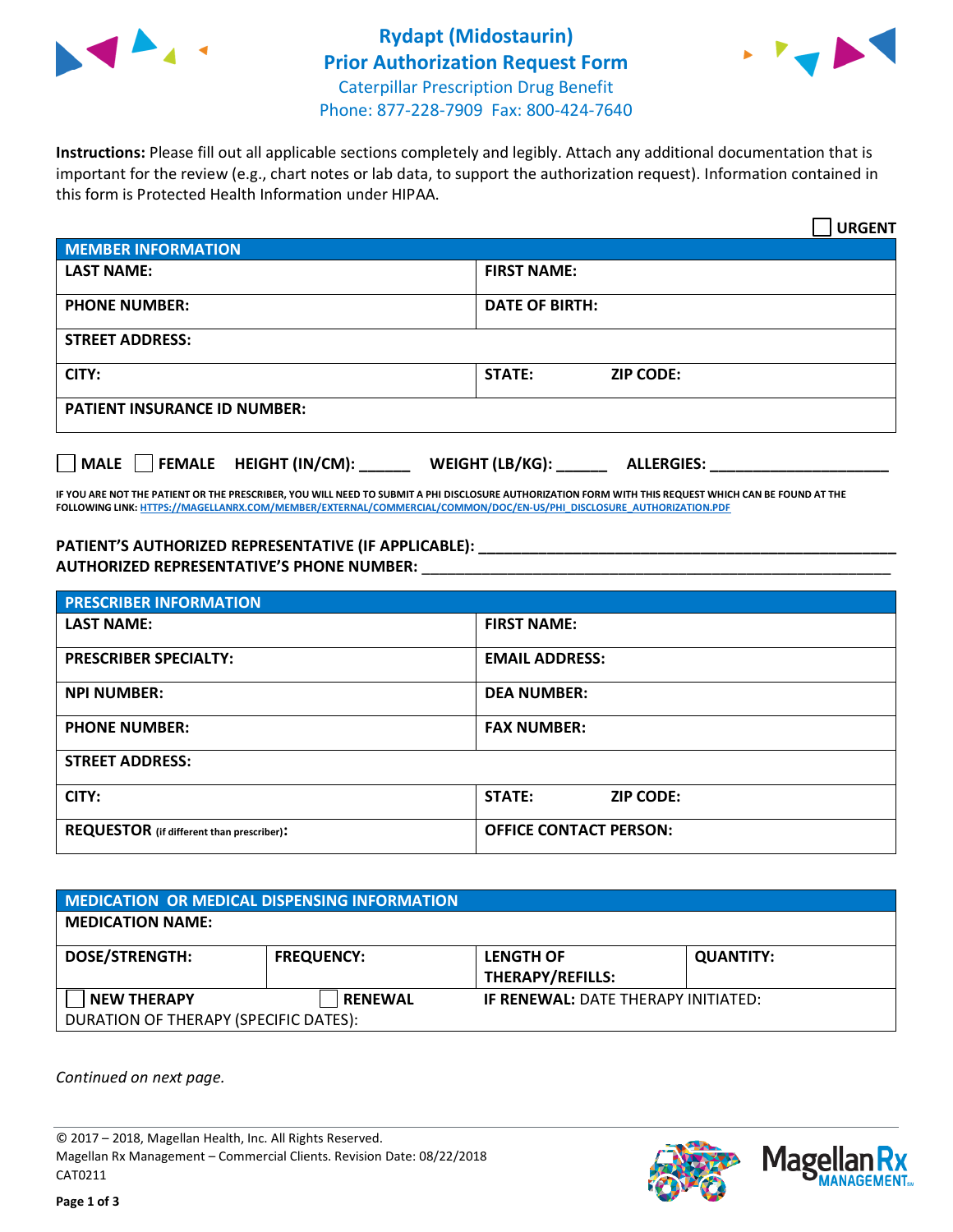# Rydapt (Midostaurin) Prior Authorization Request Form

Caterpillar Prescription Drug Benefit
Phone: 877-228-7909 Fax: 800-424-7640

**Instructions:** Please fill out all applicable sections completely and legibly. Attach any additional documentation that is important for the review (e.g., chart notes or lab data, to support the authorization request). Information contained in this form is Protected Health Information under HIPAA.

☐ **URGENT**

| **MEMBER INFORMATION** | |
|---|---|
| **LAST NAME:** | **FIRST NAME:** |
| **PHONE NUMBER:** | **DATE OF BIRTH:** |
| **STREET ADDRESS:** | |
| **CITY:** | **STATE:** **ZIP CODE:** |
| **PATIENT INSURANCE ID NUMBER:** | |

☐ **MALE** ☐ **FEMALE** **HEIGHT (IN/CM):** ______ **WEIGHT (LB/KG):** ______ **ALLERGIES:** ____________________

**IF YOU ARE NOT THE PATIENT OR THE PRESCRIBER, YOU WILL NEED TO SUBMIT A PHI DISCLOSURE AUTHORIZATION FORM WITH THIS REQUEST WHICH CAN BE FOUND AT THE FOLLOWING LINK: HTTPS://MAGELLANRX.COM/MEMBER/EXTERNAL/COMMERCIAL/COMMON/DOC/EN-US/PHI_DISCLOSURE_AUTHORIZATION.PDF**

**PATIENT'S AUTHORIZED REPRESENTATIVE (IF APPLICABLE):** ____________________________________________
**AUTHORIZED REPRESENTATIVE'S PHONE NUMBER:** ____________________________________________

| **PRESCRIBER INFORMATION** | |
|---|---|
| **LAST NAME:** | **FIRST NAME:** |
| **PRESCRIBER SPECIALTY:** | **EMAIL ADDRESS:** |
| **NPI NUMBER:** | **DEA NUMBER:** |
| **PHONE NUMBER:** | **FAX NUMBER:** |
| **STREET ADDRESS:** | |
| **CITY:** | **STATE:** **ZIP CODE:** |
| **REQUESTOR** (if different than prescriber)**:** | **OFFICE CONTACT PERSON:** |

| **MEDICATION OR MEDICAL DISPENSING INFORMATION** | | | |
|---|---|---|---|
| **MEDICATION NAME:** | | | |
| **DOSE/STRENGTH:** | **FREQUENCY:** | **LENGTH OF THERAPY/REFILLS:** | **QUANTITY:** |
| ☐ **NEW THERAPY** | ☐ **RENEWAL** | **IF RENEWAL:** DATE THERAPY INITIATED: | |
| DURATION OF THERAPY (SPECIFIC DATES): | | | |

*Continued on next page.*

© 2017 – 2018, Magellan Health, Inc. All Rights Reserved.
Magellan Rx Management – Commercial Clients. Revision Date: 08/22/2018
CAT0211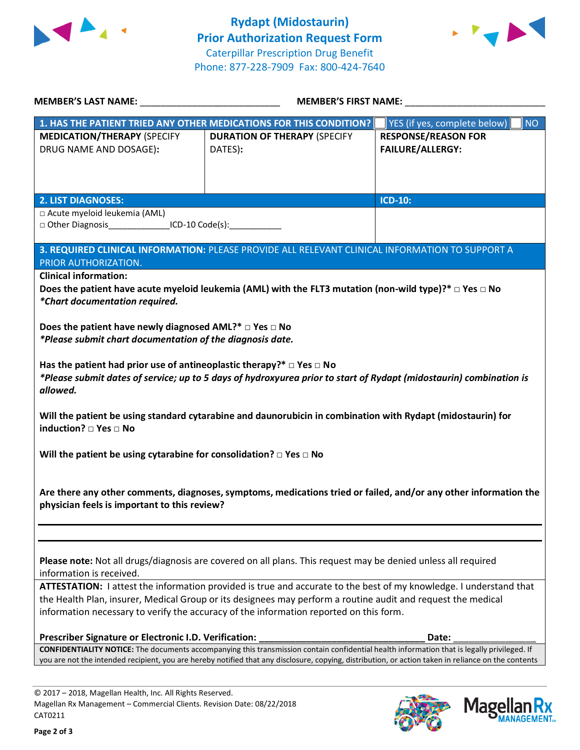# Rydapt (Midostaurin)
## Prior Authorization Request Form
Caterpillar Prescription Drug Benefit
Phone: 877-228-7909 Fax: 800-424-7640

**MEMBER'S LAST NAME:** ___________________________ **MEMBER'S FIRST NAME:** ___________________________

| **1. HAS THE PATIENT TRIED ANY OTHER MEDICATIONS FOR THIS CONDITION?** | | ☐ YES (if yes, complete below) ☐ NO |
|---|---|---|
| **MEDICATION/THERAPY** (SPECIFY DRUG NAME AND DOSAGE): | **DURATION OF THERAPY** (SPECIFY DATES): | **RESPONSE/REASON FOR FAILURE/ALLERGY:** |
| | | |

| **2. LIST DIAGNOSES:** | **ICD-10:** |
|---|---|
| □ Acute myeloid leukemia (AML)<br>□ Other Diagnosis_____________ICD-10 Code(s):___________ | |

**3. REQUIRED CLINICAL INFORMATION:** PLEASE PROVIDE ALL RELEVANT CLINICAL INFORMATION TO SUPPORT A PRIOR AUTHORIZATION.

**Clinical information:**

**Does the patient have acute myeloid leukemia (AML) with the FLT3 mutation (non-wild type)?* □ Yes □ No**
***Chart documentation required.***

**Does the patient have newly diagnosed AML?* □ Yes □ No**
***Please submit chart documentation of the diagnosis date.***

**Has the patient had prior use of antineoplastic therapy?* □ Yes □ No**
***Please submit dates of service; up to 5 days of hydroxyurea prior to start of Rydapt (midostaurin) combination is allowed.***

**Will the patient be using standard cytarabine and daunorubicin in combination with Rydapt (midostaurin) for induction? □ Yes □ No**

**Will the patient be using cytarabine for consolidation? □ Yes □ No**

**Are there any other comments, diagnoses, symptoms, medications tried or failed, and/or any other information the physician feels is important to this review?**

___

___

**Please note:** Not all drugs/diagnosis are covered on all plans. This request may be denied unless all required information is received.

**ATTESTATION:** I attest the information provided is true and accurate to the best of my knowledge. I understand that the Health Plan, insurer, Medical Group or its designees may perform a routine audit and request the medical information necessary to verify the accuracy of the information reported on this form.

**Prescriber Signature or Electronic I.D. Verification:** ________________________________ **Date:** ________________

**CONFIDENTIALITY NOTICE:** The documents accompanying this transmission contain confidential health information that is legally privileged. If you are not the intended recipient, you are hereby notified that any disclosure, copying, distribution, or action taken in reliance on the contents

© 2017 – 2018, Magellan Health, Inc. All Rights Reserved.
Magellan Rx Management – Commercial Clients. Revision Date: 08/22/2018
CAT0211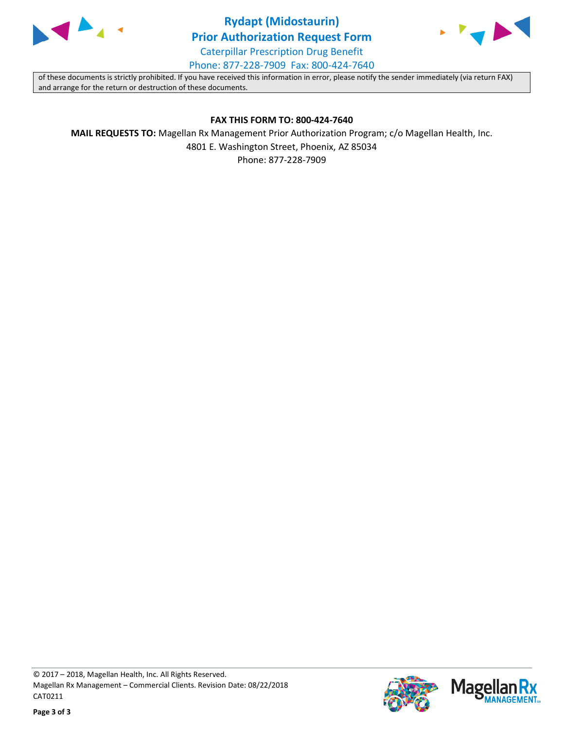of these documents is strictly prohibited. If you have received this information in error, please notify the sender immediately (via return FAX) and arrange for the return or destruction of these documents.

**FAX THIS FORM TO: 800-424-7640**

**MAIL REQUESTS TO:** Magellan Rx Management Prior Authorization Program; c/o Magellan Health, Inc.
4801 E. Washington Street, Phoenix, AZ 85034
Phone: 877-228-7909

© 2017 – 2018, Magellan Health, Inc. All Rights Reserved.
Magellan Rx Management – Commercial Clients. Revision Date: 08/22/2018
CAT0211